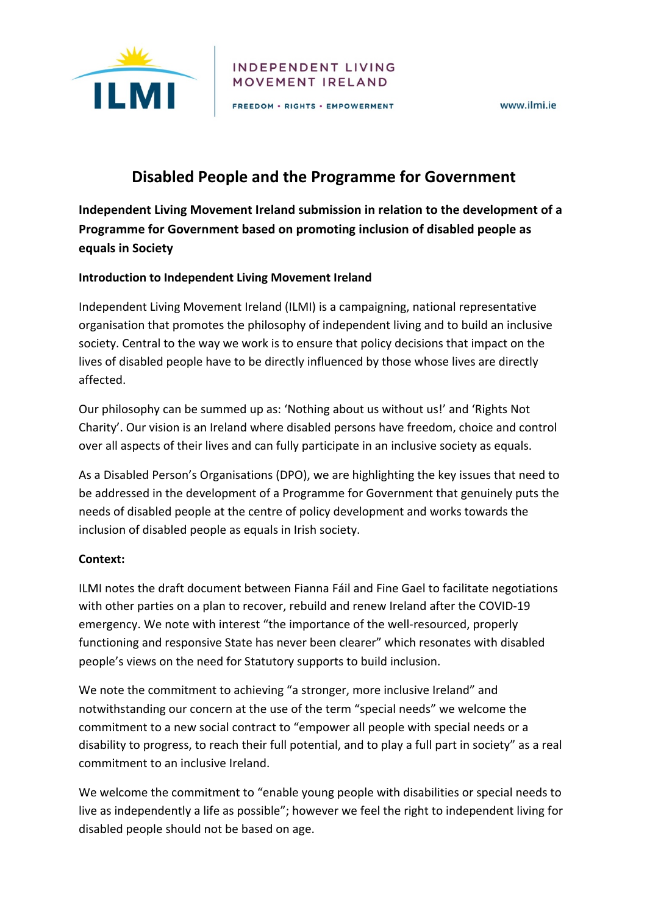INDEPENDENT LIVING MOVEMENT IRELAND

FREEDOM • RIGHTS • EMPOWERMENT

www.ilmi.ie

# Disabled People and the Programme for Government

**Independent Living Movement Ireland submission in relation to the development of a Programme for Government based on promoting inclusion of disabled people as equals in Society**

**Introduction to Independent Living Movement Ireland**

Independent Living Movement Ireland (ILMI) is a campaigning, national representative organisation that promotes the philosophy of independent living and to build an inclusive society. Central to the way we work is to ensure that policy decisions that impact on the lives of disabled people have to be directly influenced by those whose lives are directly affected.

Our philosophy can be summed up as: 'Nothing about us without us!' and 'Rights Not Charity'. Our vision is an Ireland where disabled persons have freedom, choice and control over all aspects of their lives and can fully participate in an inclusive society as equals.

As a Disabled Person's Organisations (DPO), we are highlighting the key issues that need to be addressed in the development of a Programme for Government that genuinely puts the needs of disabled people at the centre of policy development and works towards the inclusion of disabled people as equals in Irish society.

**Context:**

ILMI notes the draft document between Fianna Fáil and Fine Gael to facilitate negotiations with other parties on a plan to recover, rebuild and renew Ireland after the COVID-19 emergency. We note with interest "the importance of the well-resourced, properly functioning and responsive State has never been clearer" which resonates with disabled people's views on the need for Statutory supports to build inclusion.

We note the commitment to achieving "a stronger, more inclusive Ireland" and notwithstanding our concern at the use of the term "special needs" we welcome the commitment to a new social contract to "empower all people with special needs or a disability to progress, to reach their full potential, and to play a full part in society" as a real commitment to an inclusive Ireland.

We welcome the commitment to "enable young people with disabilities or special needs to live as independently a life as possible"; however we feel the right to independent living for disabled people should not be based on age.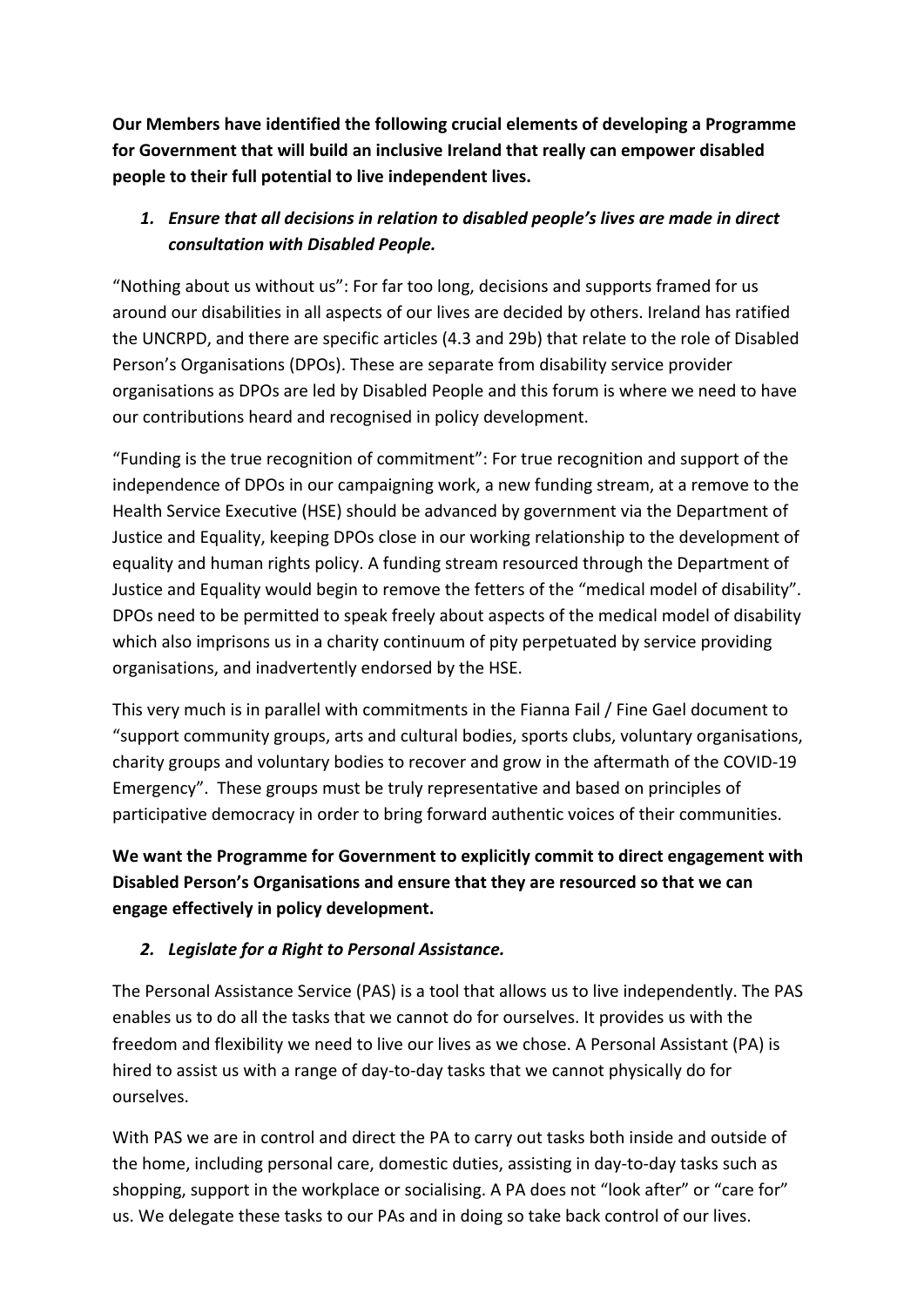**Our Members have identified the following crucial elements of developing a Programme for Government that will build an inclusive Ireland that really can empower disabled people to their full potential to live independent lives.**

1. ***Ensure that all decisions in relation to disabled people's lives are made in direct consultation with Disabled People.***

"Nothing about us without us": For far too long, decisions and supports framed for us around our disabilities in all aspects of our lives are decided by others. Ireland has ratified the UNCRPD, and there are specific articles (4.3 and 29b) that relate to the role of Disabled Person's Organisations (DPOs). These are separate from disability service provider organisations as DPOs are led by Disabled People and this forum is where we need to have our contributions heard and recognised in policy development.

"Funding is the true recognition of commitment": For true recognition and support of the independence of DPOs in our campaigning work, a new funding stream, at a remove to the Health Service Executive (HSE) should be advanced by government via the Department of Justice and Equality, keeping DPOs close in our working relationship to the development of equality and human rights policy. A funding stream resourced through the Department of Justice and Equality would begin to remove the fetters of the "medical model of disability". DPOs need to be permitted to speak freely about aspects of the medical model of disability which also imprisons us in a charity continuum of pity perpetuated by service providing organisations, and inadvertently endorsed by the HSE.

This very much is in parallel with commitments in the Fianna Fail / Fine Gael document to "support community groups, arts and cultural bodies, sports clubs, voluntary organisations, charity groups and voluntary bodies to recover and grow in the aftermath of the COVID-19 Emergency". These groups must be truly representative and based on principles of participative democracy in order to bring forward authentic voices of their communities.

**We want the Programme for Government to explicitly commit to direct engagement with Disabled Person's Organisations and ensure that they are resourced so that we can engage effectively in policy development.**

2. ***Legislate for a Right to Personal Assistance.***

The Personal Assistance Service (PAS) is a tool that allows us to live independently. The PAS enables us to do all the tasks that we cannot do for ourselves. It provides us with the freedom and flexibility we need to live our lives as we chose. A Personal Assistant (PA) is hired to assist us with a range of day-to-day tasks that we cannot physically do for ourselves.

With PAS we are in control and direct the PA to carry out tasks both inside and outside of the home, including personal care, domestic duties, assisting in day-to-day tasks such as shopping, support in the workplace or socialising. A PA does not "look after" or "care for" us. We delegate these tasks to our PAs and in doing so take back control of our lives.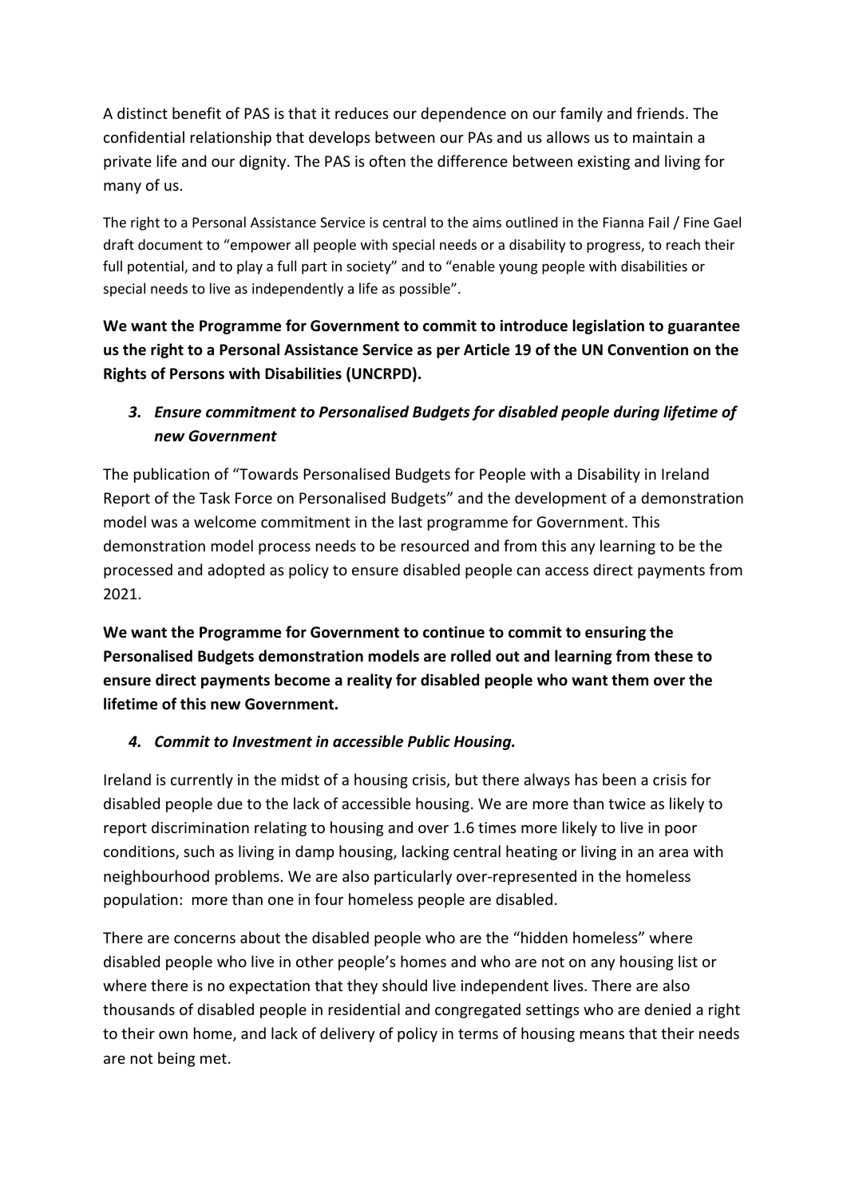A distinct benefit of PAS is that it reduces our dependence on our family and friends. The confidential relationship that develops between our PAs and us allows us to maintain a private life and our dignity. The PAS is often the difference between existing and living for many of us.

The right to a Personal Assistance Service is central to the aims outlined in the Fianna Fail / Fine Gael draft document to "empower all people with special needs or a disability to progress, to reach their full potential, and to play a full part in society" and to "enable young people with disabilities or special needs to live as independently a life as possible".

**We want the Programme for Government to commit to introduce legislation to guarantee us the right to a Personal Assistance Service as per Article 19 of the UN Convention on the Rights of Persons with Disabilities (UNCRPD).**

### *3. Ensure commitment to Personalised Budgets for disabled people during lifetime of new Government*

The publication of "Towards Personalised Budgets for People with a Disability in Ireland Report of the Task Force on Personalised Budgets" and the development of a demonstration model was a welcome commitment in the last programme for Government. This demonstration model process needs to be resourced and from this any learning to be the processed and adopted as policy to ensure disabled people can access direct payments from 2021.

**We want the Programme for Government to continue to commit to ensuring the Personalised Budgets demonstration models are rolled out and learning from these to ensure direct payments become a reality for disabled people who want them over the lifetime of this new Government.**

### *4. Commit to Investment in accessible Public Housing.*

Ireland is currently in the midst of a housing crisis, but there always has been a crisis for disabled people due to the lack of accessible housing. We are more than twice as likely to report discrimination relating to housing and over 1.6 times more likely to live in poor conditions, such as living in damp housing, lacking central heating or living in an area with neighbourhood problems. We are also particularly over-represented in the homeless population: more than one in four homeless people are disabled.

There are concerns about the disabled people who are the "hidden homeless" where disabled people who live in other people's homes and who are not on any housing list or where there is no expectation that they should live independent lives. There are also thousands of disabled people in residential and congregated settings who are denied a right to their own home, and lack of delivery of policy in terms of housing means that their needs are not being met.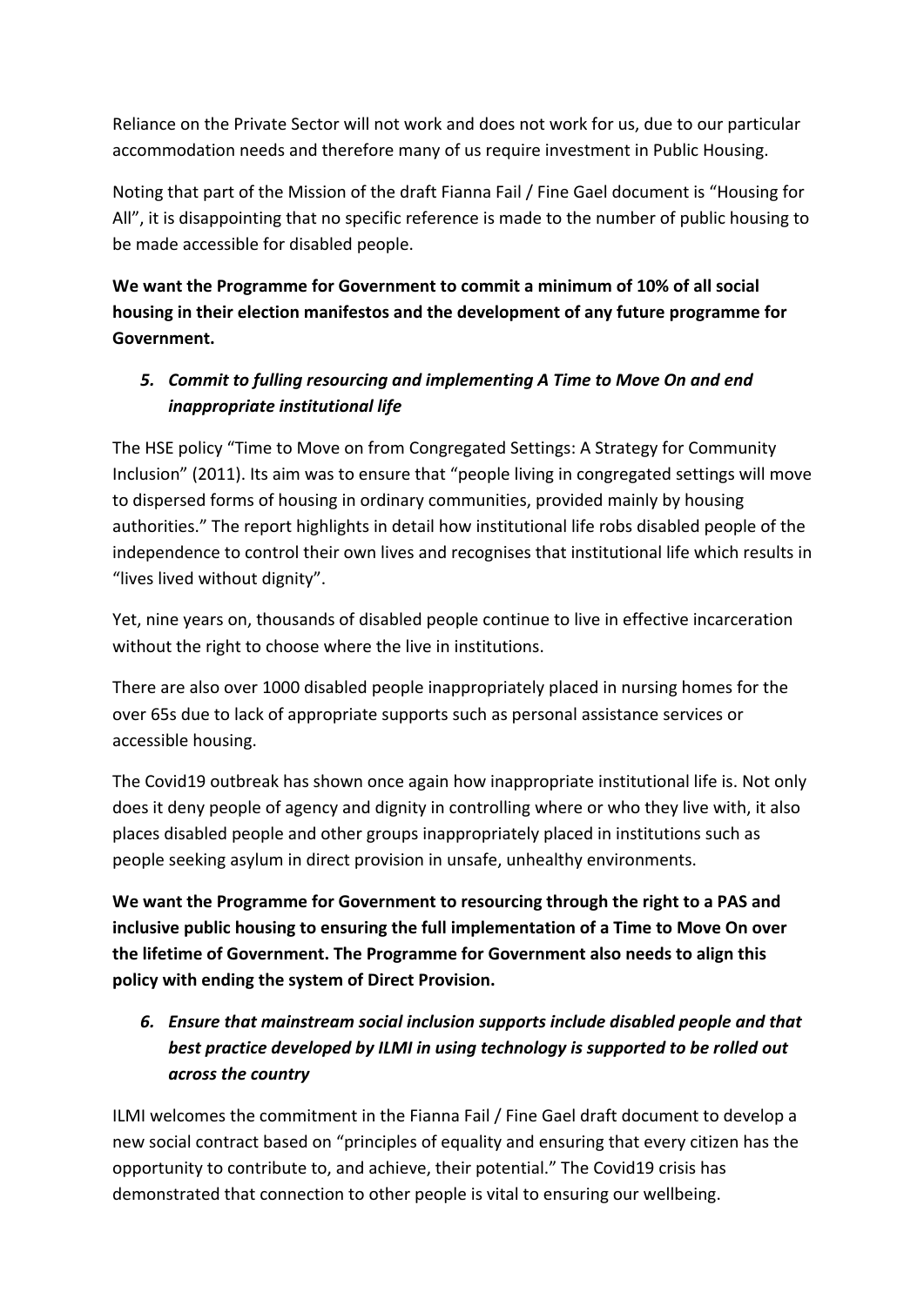Reliance on the Private Sector will not work and does not work for us, due to our particular accommodation needs and therefore many of us require investment in Public Housing.

Noting that part of the Mission of the draft Fianna Fail / Fine Gael document is "Housing for All", it is disappointing that no specific reference is made to the number of public housing to be made accessible for disabled people.

**We want the Programme for Government to commit a minimum of 10% of all social housing in their election manifestos and the development of any future programme for Government.**

5. ***Commit to fulling resourcing and implementing A Time to Move On and end inappropriate institutional life***

The HSE policy "Time to Move on from Congregated Settings: A Strategy for Community Inclusion" (2011). Its aim was to ensure that "people living in congregated settings will move to dispersed forms of housing in ordinary communities, provided mainly by housing authorities." The report highlights in detail how institutional life robs disabled people of the independence to control their own lives and recognises that institutional life which results in "lives lived without dignity".

Yet, nine years on, thousands of disabled people continue to live in effective incarceration without the right to choose where the live in institutions.

There are also over 1000 disabled people inappropriately placed in nursing homes for the over 65s due to lack of appropriate supports such as personal assistance services or accessible housing.

The Covid19 outbreak has shown once again how inappropriate institutional life is. Not only does it deny people of agency and dignity in controlling where or who they live with, it also places disabled people and other groups inappropriately placed in institutions such as people seeking asylum in direct provision in unsafe, unhealthy environments.

**We want the Programme for Government to resourcing through the right to a PAS and inclusive public housing to ensuring the full implementation of a Time to Move On over the lifetime of Government. The Programme for Government also needs to align this policy with ending the system of Direct Provision.**

6. ***Ensure that mainstream social inclusion supports include disabled people and that best practice developed by ILMI in using technology is supported to be rolled out across the country***

ILMI welcomes the commitment in the Fianna Fail / Fine Gael draft document to develop a new social contract based on "principles of equality and ensuring that every citizen has the opportunity to contribute to, and achieve, their potential." The Covid19 crisis has demonstrated that connection to other people is vital to ensuring our wellbeing.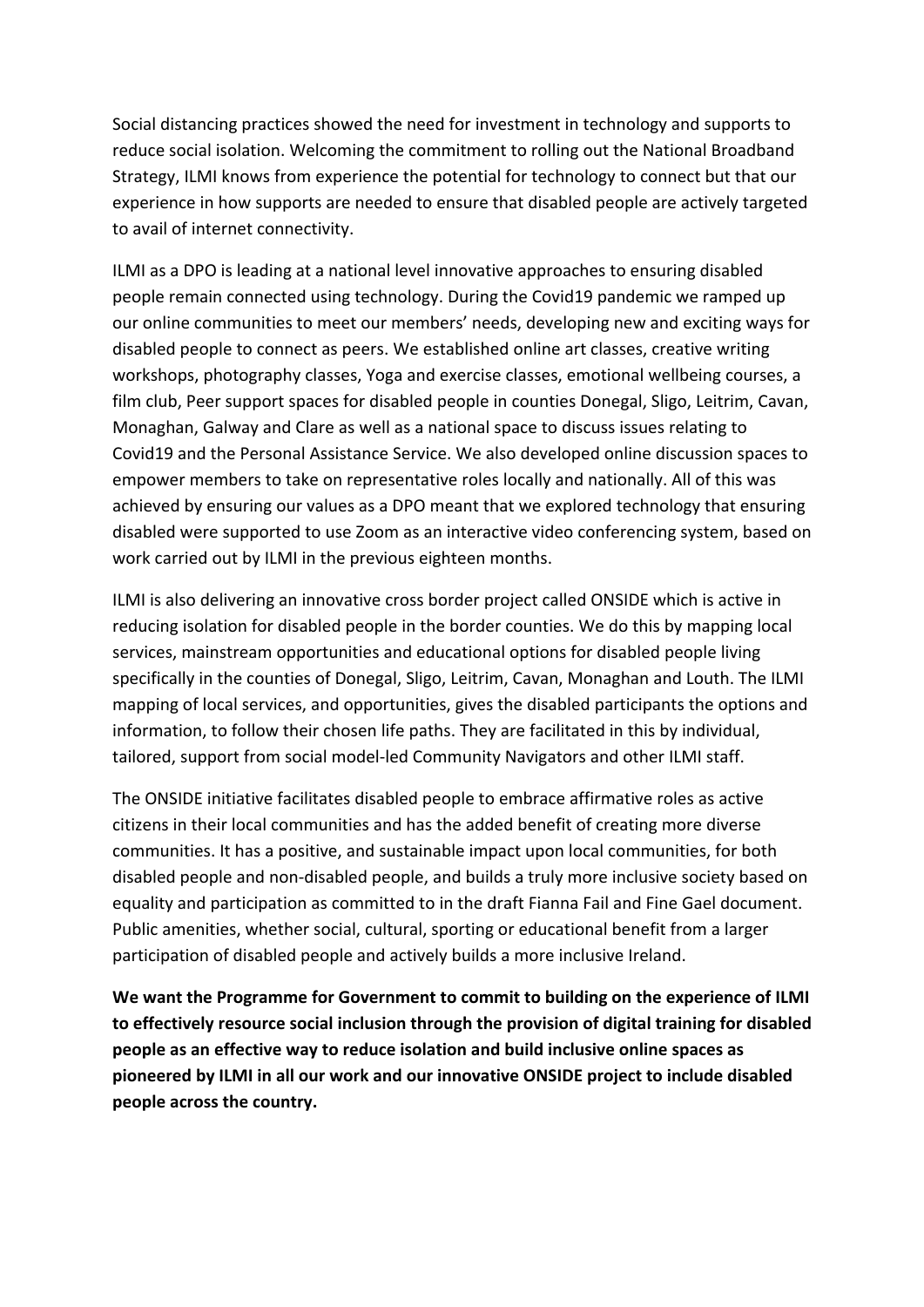Social distancing practices showed the need for investment in technology and supports to reduce social isolation. Welcoming the commitment to rolling out the National Broadband Strategy, ILMI knows from experience the potential for technology to connect but that our experience in how supports are needed to ensure that disabled people are actively targeted to avail of internet connectivity.

ILMI as a DPO is leading at a national level innovative approaches to ensuring disabled people remain connected using technology. During the Covid19 pandemic we ramped up our online communities to meet our members' needs, developing new and exciting ways for disabled people to connect as peers. We established online art classes, creative writing workshops, photography classes, Yoga and exercise classes, emotional wellbeing courses, a film club, Peer support spaces for disabled people in counties Donegal, Sligo, Leitrim, Cavan, Monaghan, Galway and Clare as well as a national space to discuss issues relating to Covid19 and the Personal Assistance Service. We also developed online discussion spaces to empower members to take on representative roles locally and nationally. All of this was achieved by ensuring our values as a DPO meant that we explored technology that ensuring disabled were supported to use Zoom as an interactive video conferencing system, based on work carried out by ILMI in the previous eighteen months.

ILMI is also delivering an innovative cross border project called ONSIDE which is active in reducing isolation for disabled people in the border counties. We do this by mapping local services, mainstream opportunities and educational options for disabled people living specifically in the counties of Donegal, Sligo, Leitrim, Cavan, Monaghan and Louth. The ILMI mapping of local services, and opportunities, gives the disabled participants the options and information, to follow their chosen life paths. They are facilitated in this by individual, tailored, support from social model-led Community Navigators and other ILMI staff.

The ONSIDE initiative facilitates disabled people to embrace affirmative roles as active citizens in their local communities and has the added benefit of creating more diverse communities. It has a positive, and sustainable impact upon local communities, for both disabled people and non-disabled people, and builds a truly more inclusive society based on equality and participation as committed to in the draft Fianna Fail and Fine Gael document. Public amenities, whether social, cultural, sporting or educational benefit from a larger participation of disabled people and actively builds a more inclusive Ireland.

**We want the Programme for Government to commit to building on the experience of ILMI to effectively resource social inclusion through the provision of digital training for disabled people as an effective way to reduce isolation and build inclusive online spaces as pioneered by ILMI in all our work and our innovative ONSIDE project to include disabled people across the country.**